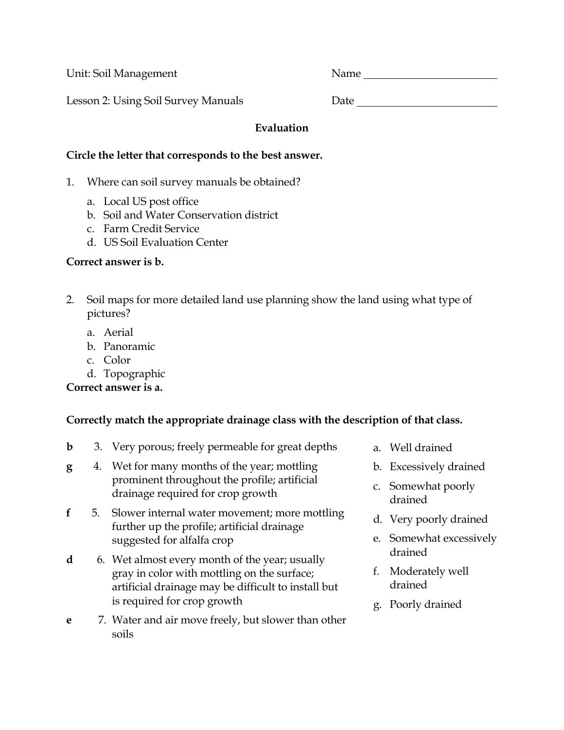Unit: Soil Management Name ____________________

Lesson 2: Using Soil Survey Manuals Date ____________________

**Evaluation**

**Circle the letter that corresponds to the best answer.**

1. Where can soil survey manuals be obtained?

   a. Local US post office
   b. Soil and Water Conservation district
   c. Farm Credit Service
   d. US Soil Evaluation Center

**Correct answer is b.**

2. Soil maps for more detailed land use planning show the land using what type of pictures?

   a. Aerial
   b. Panoramic
   c. Color
   d. Topographic

**Correct answer is a.**

**Correctly match the appropriate drainage class with the description of that class.**

**b** 3. Very porous; freely permeable for great depths

**g** 4. Wet for many months of the year; mottling prominent throughout the profile; artificial drainage required for crop growth

**f** 5. Slower internal water movement; more mottling further up the profile; artificial drainage suggested for alfalfa crop

**d** 6. Wet almost every month of the year; usually gray in color with mottling on the surface; artificial drainage may be difficult to install but is required for crop growth

**e** 7. Water and air move freely, but slower than other soils

a. Well drained
b. Excessively drained
c. Somewhat poorly drained
d. Very poorly drained
e. Somewhat excessively drained
f. Moderately well drained
g. Poorly drained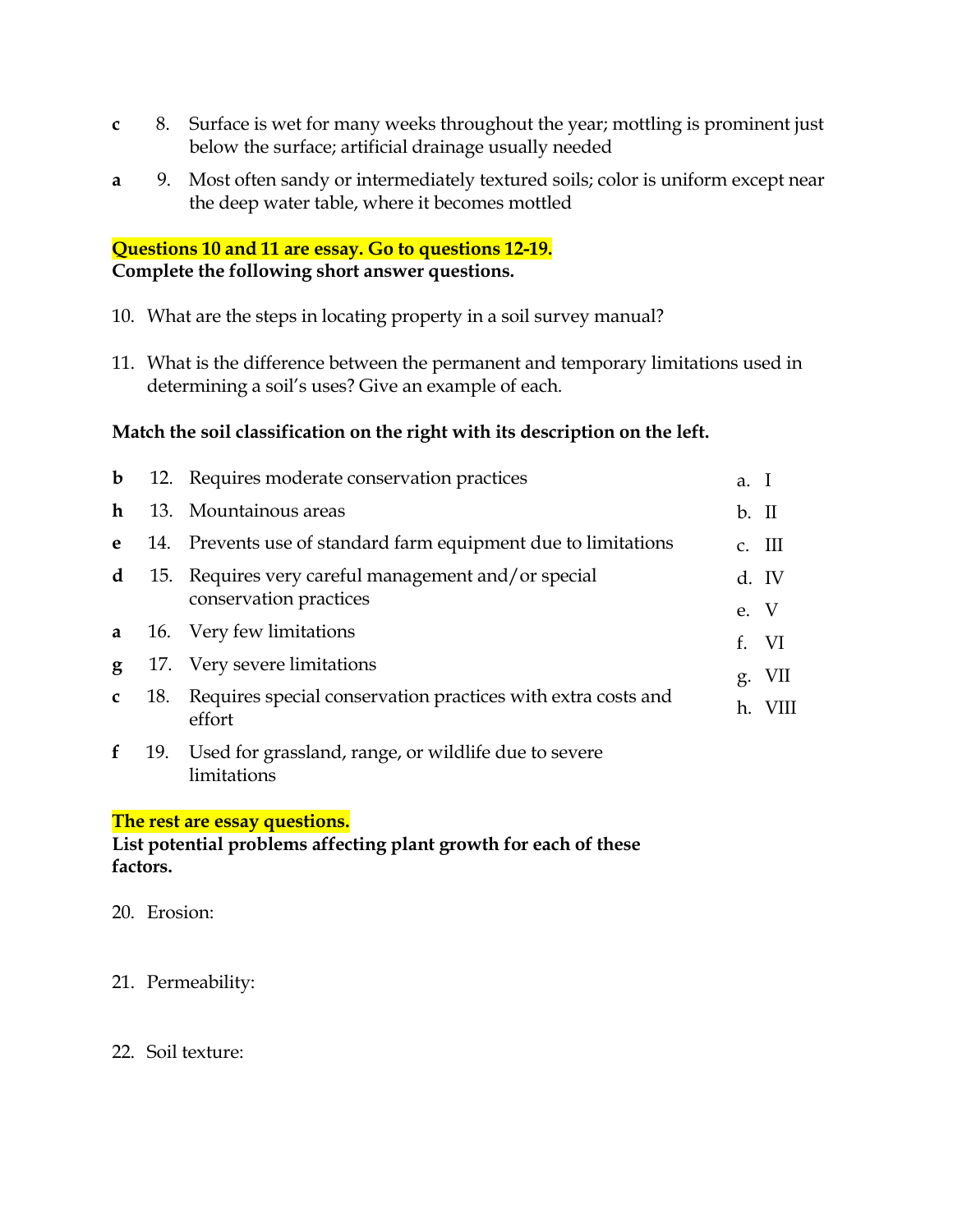**c** 8. Surface is wet for many weeks throughout the year; mottling is prominent just below the surface; artificial drainage usually needed

**a** 9. Most often sandy or intermediately textured soils; color is uniform except near the deep water table, where it becomes mottled

**Questions 10 and 11 are essay. Go to questions 12-19.**
**Complete the following short answer questions.**

10. What are the steps in locating property in a soil survey manual?

11. What is the difference between the permanent and temporary limitations used in determining a soil's uses? Give an example of each.

**Match the soil classification on the right with its description on the left.**

| | | | |
|---|---|---|---|
| **b** | 12. | Requires moderate conservation practices | a. I |
| **h** | 13. | Mountainous areas | b. II |
| **e** | 14. | Prevents use of standard farm equipment due to limitations | c. III |
| **d** | 15. | Requires very careful management and/or special conservation practices | d. IV |
| **a** | 16. | Very few limitations | e. V |
| **g** | 17. | Very severe limitations | f. VI |
| **c** | 18. | Requires special conservation practices with extra costs and effort | g. VII |
| **f** | 19. | Used for grassland, range, or wildlife due to severe limitations | h. VIII |

**The rest are essay questions.**
**List potential problems affecting plant growth for each of these factors.**

20. Erosion:

21. Permeability:

22. Soil texture: